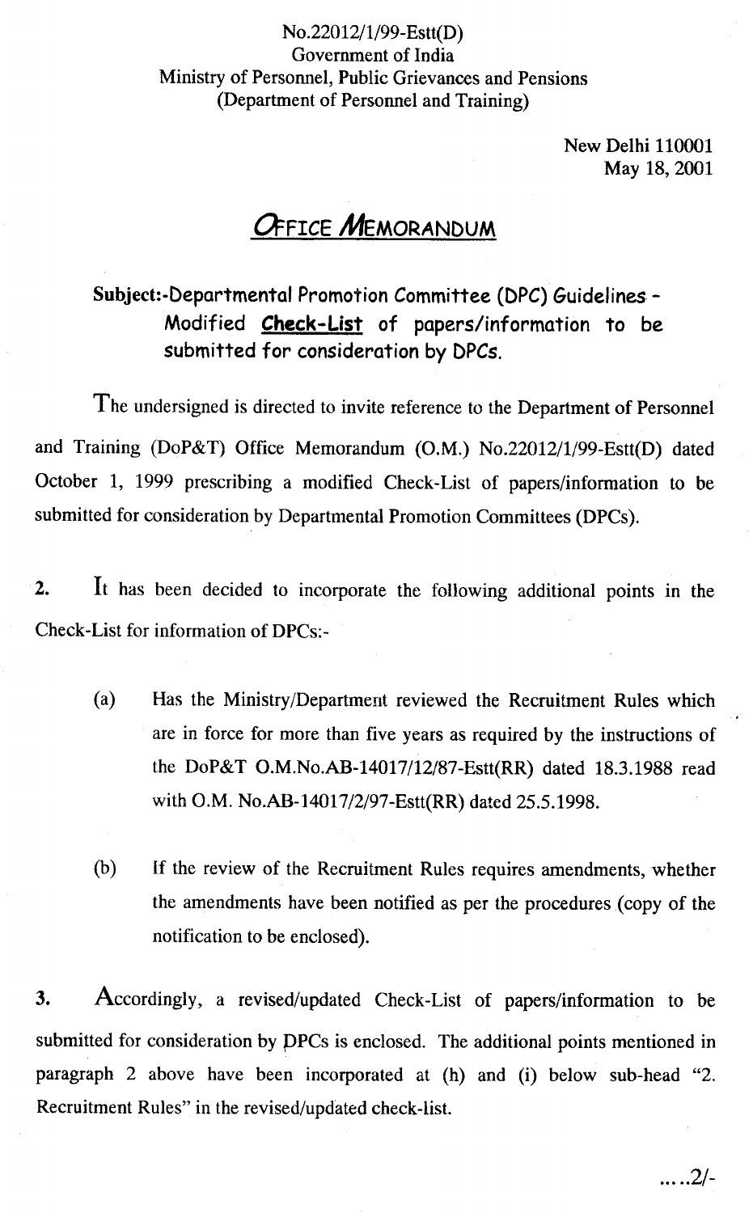No.22012/1/99-Estt(D)
Government of India
Ministry of Personnel, Public Grievances and Pensions
(Department of Personnel and Training)

New Delhi 110001
May 18, 2001

# OFFICE MEMORANDUM

**Subject:-Departmental Promotion Committee (DPC) Guidelines - Modified Check-List of papers/information to be submitted for consideration by DPCs.**

The undersigned is directed to invite reference to the Department of Personnel and Training (DoP&T) Office Memorandum (O.M.) No.22012/1/99-Estt(D) dated October 1, 1999 prescribing a modified Check-List of papers/information to be submitted for consideration by Departmental Promotion Committees (DPCs).

**2.** It has been decided to incorporate the following additional points in the Check-List for information of DPCs:-

(a) Has the Ministry/Department reviewed the Recruitment Rules which are in force for more than five years as required by the instructions of the DoP&T O.M.No.AB-14017/12/87-Estt(RR) dated 18.3.1988 read with O.M. No.AB-14017/2/97-Estt(RR) dated 25.5.1998.

(b) If the review of the Recruitment Rules requires amendments, whether the amendments have been notified as per the procedures (copy of the notification to be enclosed).

**3.** Accordingly, a revised/updated Check-List of papers/information to be submitted for consideration by DPCs is enclosed. The additional points mentioned in paragraph 2 above have been incorporated at (h) and (i) below sub-head "2. Recruitment Rules" in the revised/updated check-list.

.....2/-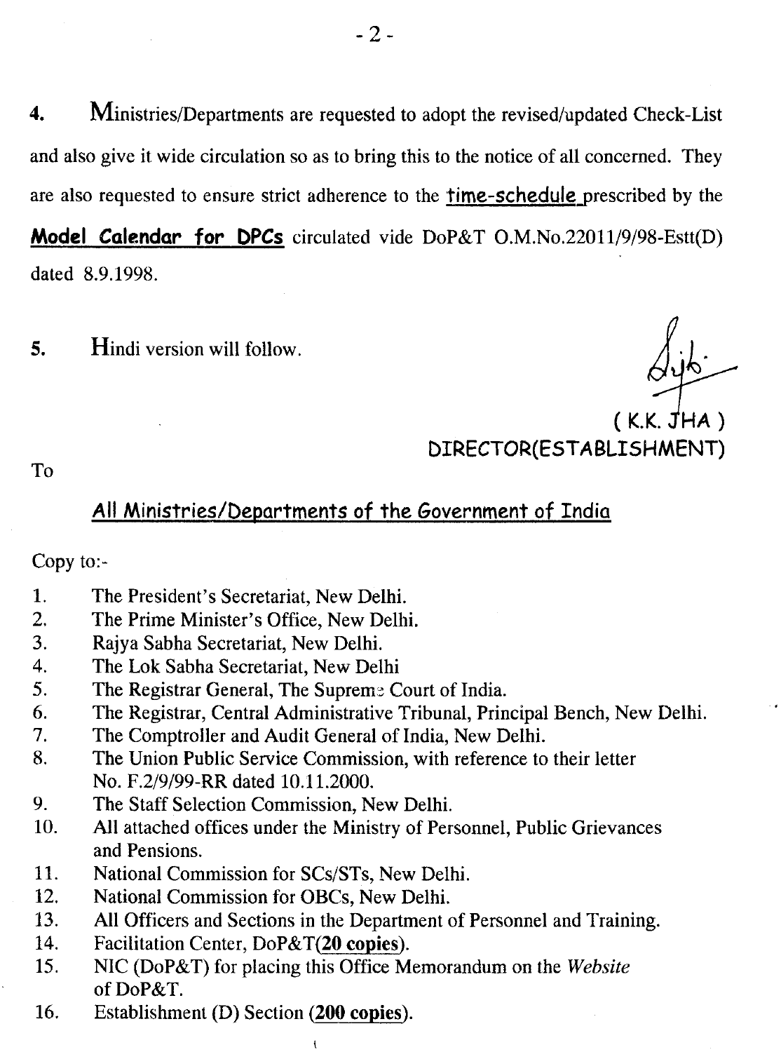4. Ministries/Departments are requested to adopt the revised/updated Check-List and also give it wide circulation so as to bring this to the notice of all concerned. They are also requested to ensure strict adherence to the **time-schedule** prescribed by the **Model Calendar for DPCs** circulated vide DoP&T O.M.No.22011/9/98-Estt(D) dated 8.9.1998.

5. Hindi version will follow.

( K.K. JHA )
DIRECTOR(ESTABLISHMENT)

To

**All Ministries/Departments of the Government of India**

Copy to:-

1. The President's Secretariat, New Delhi.
2. The Prime Minister's Office, New Delhi.
3. Rajya Sabha Secretariat, New Delhi.
4. The Lok Sabha Secretariat, New Delhi
5. The Registrar General, The Supreme Court of India.
6. The Registrar, Central Administrative Tribunal, Principal Bench, New Delhi.
7. The Comptroller and Audit General of India, New Delhi.
8. The Union Public Service Commission, with reference to their letter No. F.2/9/99-RR dated 10.11.2000.
9. The Staff Selection Commission, New Delhi.
10. All attached offices under the Ministry of Personnel, Public Grievances and Pensions.
11. National Commission for SCs/STs, New Delhi.
12. National Commission for OBCs, New Delhi.
13. All Officers and Sections in the Department of Personnel and Training.
14. Facilitation Center, DoP&T(**20 copies**).
15. NIC (DoP&T) for placing this Office Memorandum on the *Website* of DoP&T.
16. Establishment (D) Section (**200 copies**).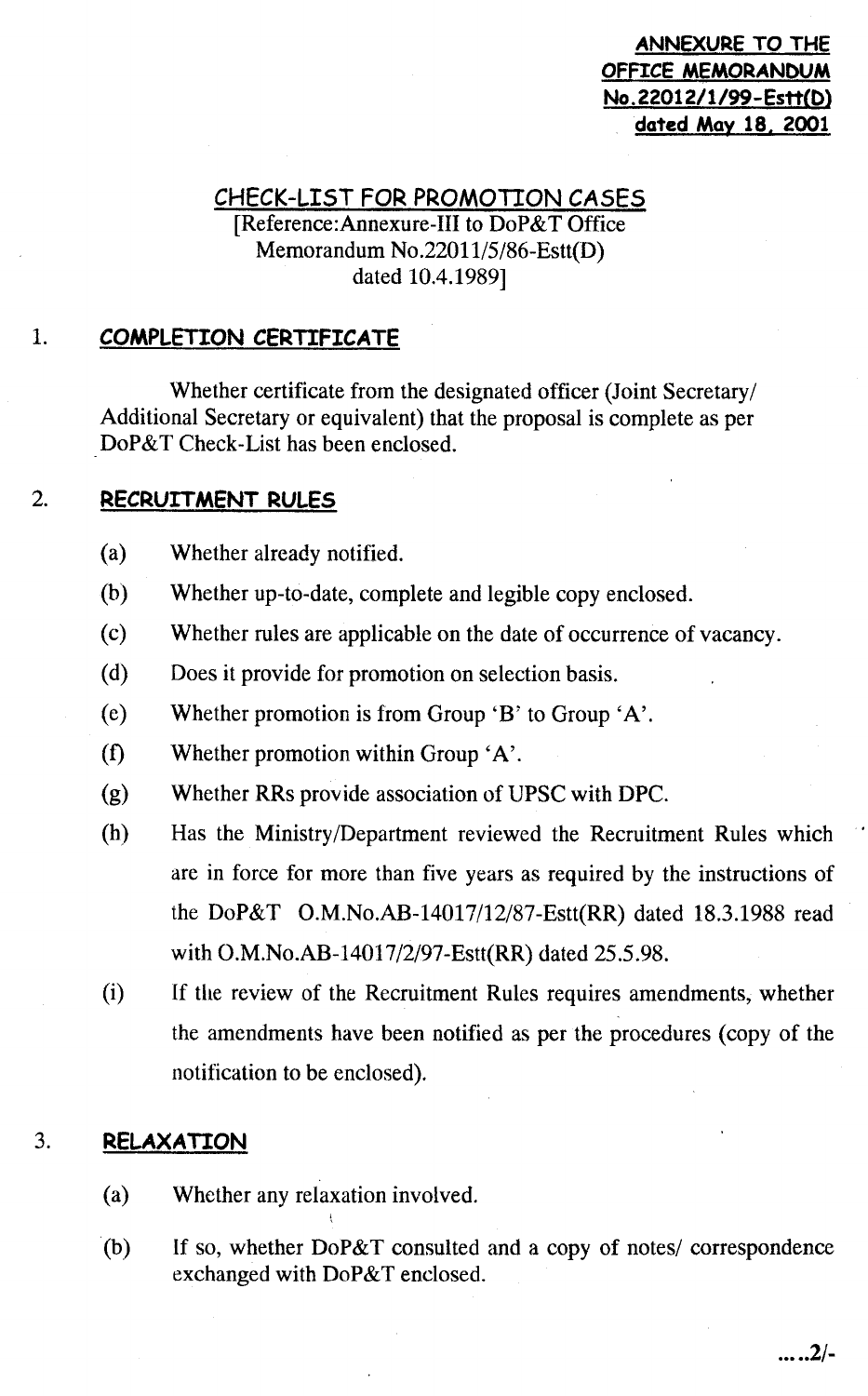**ANNEXURE TO THE OFFICE MEMORANDUM No.22012/1/99-Estt(D) dated May 18, 2001**

## CHECK-LIST FOR PROMOTION CASES

[Reference:Annexure-III to DoP&T Office Memorandum No.22011/5/86-Estt(D) dated 10.4.1989]

### 1. COMPLETION CERTIFICATE

Whether certificate from the designated officer (Joint Secretary/ Additional Secretary or equivalent) that the proposal is complete as per DoP&T Check-List has been enclosed.

### 2. RECRUITMENT RULES

(a) Whether already notified.

(b) Whether up-to-date, complete and legible copy enclosed.

(c) Whether rules are applicable on the date of occurrence of vacancy.

(d) Does it provide for promotion on selection basis.

(e) Whether promotion is from Group 'B' to Group 'A'.

(f) Whether promotion within Group 'A'.

(g) Whether RRs provide association of UPSC with DPC.

(h) Has the Ministry/Department reviewed the Recruitment Rules which are in force for more than five years as required by the instructions of the DoP&T O.M.No.AB-14017/12/87-Estt(RR) dated 18.3.1988 read with O.M.No.AB-14017/2/97-Estt(RR) dated 25.5.98.

(i) If the review of the Recruitment Rules requires amendments, whether the amendments have been notified as per the procedures (copy of the notification to be enclosed).

### 3. RELAXATION

(a) Whether any relaxation involved.

(b) If so, whether DoP&T consulted and a copy of notes/ correspondence exchanged with DoP&T enclosed.

.....2/-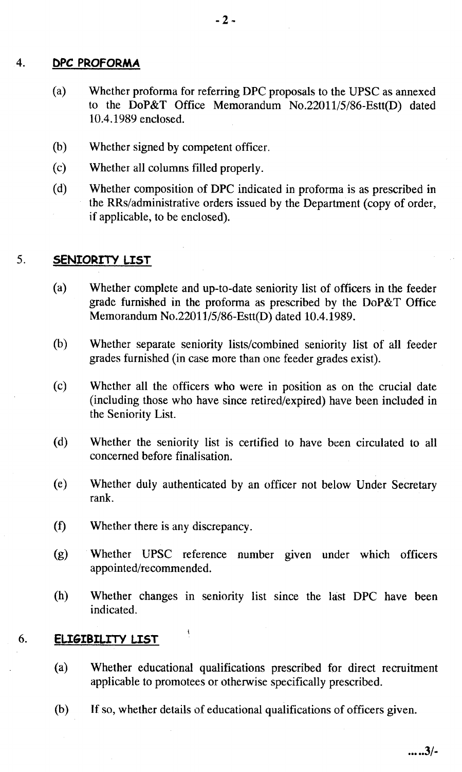4. **DPC PROFORMA**

   (a) Whether proforma for referring DPC proposals to the UPSC as annexed to the DoP&T Office Memorandum No.22011/5/86-Estt(D) dated 10.4.1989 enclosed.

   (b) Whether signed by competent officer.

   (c) Whether all columns filled properly.

   (d) Whether composition of DPC indicated in proforma is as prescribed in the RRs/administrative orders issued by the Department (copy of order, if applicable, to be enclosed).

5. **SENIORITY LIST**

   (a) Whether complete and up-to-date seniority list of officers in the feeder grade furnished in the proforma as prescribed by the DoP&T Office Memorandum No.22011/5/86-Estt(D) dated 10.4.1989.

   (b) Whether separate seniority lists/combined seniority list of all feeder grades furnished (in case more than one feeder grades exist).

   (c) Whether all the officers who were in position as on the crucial date (including those who have since retired/expired) have been included in the Seniority List.

   (d) Whether the seniority list is certified to have been circulated to all concerned before finalisation.

   (e) Whether duly authenticated by an officer not below Under Secretary rank.

   (f) Whether there is any discrepancy.

   (g) Whether UPSC reference number given under which officers appointed/recommended.

   (h) Whether changes in seniority list since the last DPC have been indicated.

6. **ELIGIBILITY LIST**

   (a) Whether educational qualifications prescribed for direct recruitment applicable to promotees or otherwise specifically prescribed.

   (b) If so, whether details of educational qualifications of officers given.

.....3/-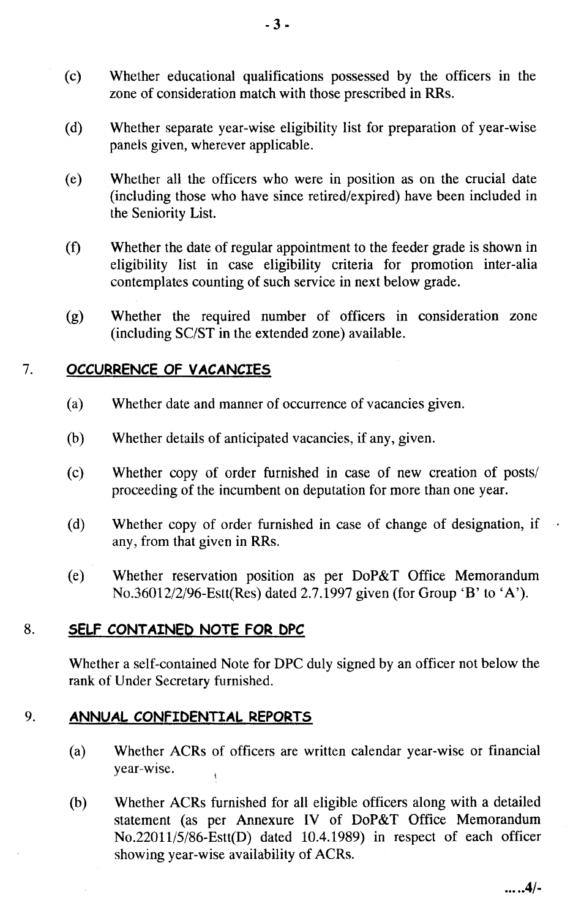(c) Whether educational qualifications possessed by the officers in the zone of consideration match with those prescribed in RRs.

(d) Whether separate year-wise eligibility list for preparation of year-wise panels given, wherever applicable.

(e) Whether all the officers who were in position as on the crucial date (including those who have since retired/expired) have been included in the Seniority List.

(f) Whether the date of regular appointment to the feeder grade is shown in eligibility list in case eligibility criteria for promotion inter-alia contemplates counting of such service in next below grade.

(g) Whether the required number of officers in consideration zone (including SC/ST in the extended zone) available.

7. **OCCURRENCE OF VACANCIES**

(a) Whether date and manner of occurrence of vacancies given.

(b) Whether details of anticipated vacancies, if any, given.

(c) Whether copy of order furnished in case of new creation of posts/ proceeding of the incumbent on deputation for more than one year.

(d) Whether copy of order furnished in case of change of designation, if any, from that given in RRs.

(e) Whether reservation position as per DoP&T Office Memorandum No.36012/2/96-Estt(Res) dated 2.7.1997 given (for Group 'B' to 'A').

8. **SELF CONTAINED NOTE FOR DPC**

Whether a self-contained Note for DPC duly signed by an officer not below the rank of Under Secretary furnished.

9. **ANNUAL CONFIDENTIAL REPORTS**

(a) Whether ACRs of officers are written calendar year-wise or financial year-wise.

(b) Whether ACRs furnished for all eligible officers along with a detailed statement (as per Annexure IV of DoP&T Office Memorandum No.22011/5/86-Estt(D) dated 10.4.1989) in respect of each officer showing year-wise availability of ACRs.

.....4/-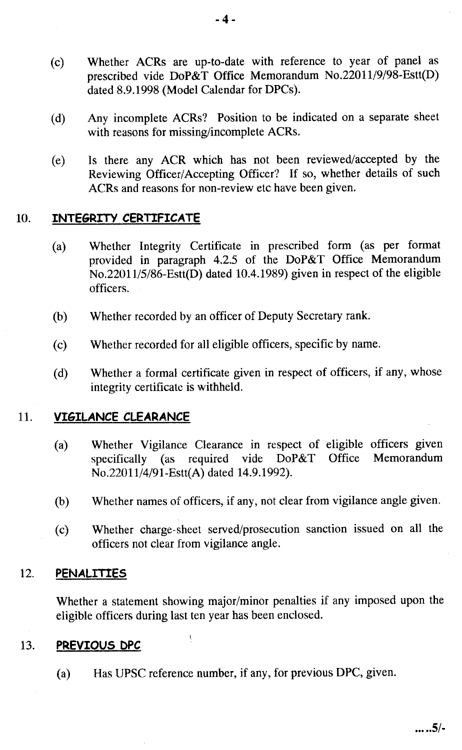(c) Whether ACRs are up-to-date with reference to year of panel as prescribed vide DoP&T Office Memorandum No.22011/9/98-Estt(D) dated 8.9.1998 (Model Calendar for DPCs).

(d) Any incomplete ACRs? Position to be indicated on a separate sheet with reasons for missing/incomplete ACRs.

(e) Is there any ACR which has not been reviewed/accepted by the Reviewing Officer/Accepting Officer? If so, whether details of such ACRs and reasons for non-review etc have been given.

10. **INTEGRITY CERTIFICATE**

(a) Whether Integrity Certificate in prescribed form (as per format provided in paragraph 4.2.5 of the DoP&T Office Memorandum No.22011/5/86-Estt(D) dated 10.4.1989) given in respect of the eligible officers.

(b) Whether recorded by an officer of Deputy Secretary rank.

(c) Whether recorded for all eligible officers, specific by name.

(d) Whether a formal certificate given in respect of officers, if any, whose integrity certificate is withheld.

11. **VIGILANCE CLEARANCE**

(a) Whether Vigilance Clearance in respect of eligible officers given specifically (as required vide DoP&T Office Memorandum No.22011/4/91-Estt(A) dated 14.9.1992).

(b) Whether names of officers, if any, not clear from vigilance angle given.

(c) Whether charge-sheet served/prosecution sanction issued on all the officers not clear from vigilance angle.

12. **PENALTIES**

Whether a statement showing major/minor penalties if any imposed upon the eligible officers during last ten year has been enclosed.

13. **PREVIOUS DPC**

(a) Has UPSC reference number, if any, for previous DPC, given.

.....5/-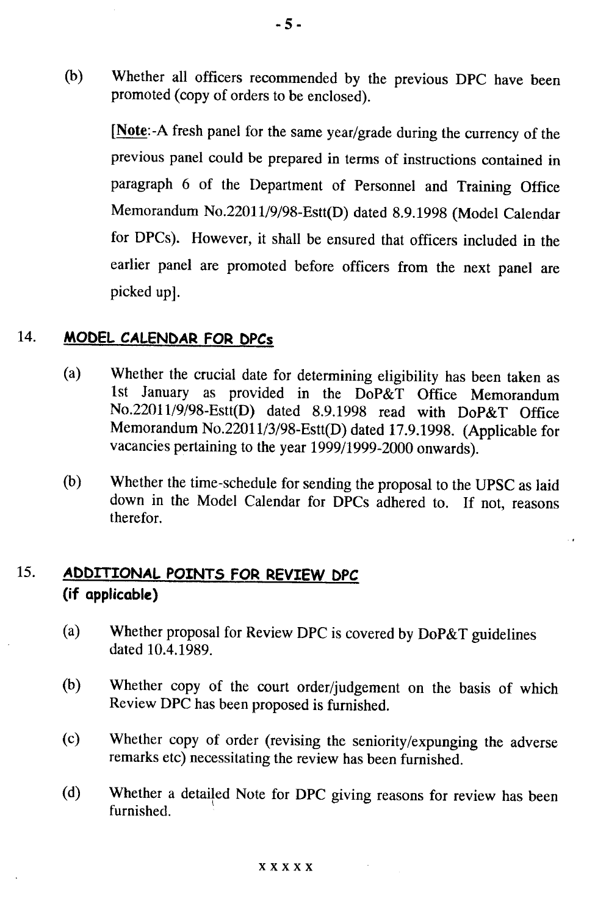(b) Whether all officers recommended by the previous DPC have been promoted (copy of orders to be enclosed).

[**Note**:-A fresh panel for the same year/grade during the currency of the previous panel could be prepared in terms of instructions contained in paragraph 6 of the Department of Personnel and Training Office Memorandum No.22011/9/98-Estt(D) dated 8.9.1998 (Model Calendar for DPCs). However, it shall be ensured that officers included in the earlier panel are promoted before officers from the next panel are picked up].

## 14. MODEL CALENDAR FOR DPCs

(a) Whether the crucial date for determining eligibility has been taken as 1st January as provided in the DoP&T Office Memorandum No.22011/9/98-Estt(D) dated 8.9.1998 read with DoP&T Office Memorandum No.22011/3/98-Estt(D) dated 17.9.1998. (Applicable for vacancies pertaining to the year 1999/1999-2000 onwards).

(b) Whether the time-schedule for sending the proposal to the UPSC as laid down in the Model Calendar for DPCs adhered to. If not, reasons therefor.

## 15. ADDITIONAL POINTS FOR REVIEW DPC (if applicable)

(a) Whether proposal for Review DPC is covered by DoP&T guidelines dated 10.4.1989.

(b) Whether copy of the court order/judgement on the basis of which Review DPC has been proposed is furnished.

(c) Whether copy of order (revising the seniority/expunging the adverse remarks etc) necessitating the review has been furnished.

(d) Whether a detailed Note for DPC giving reasons for review has been furnished.

xxxxx